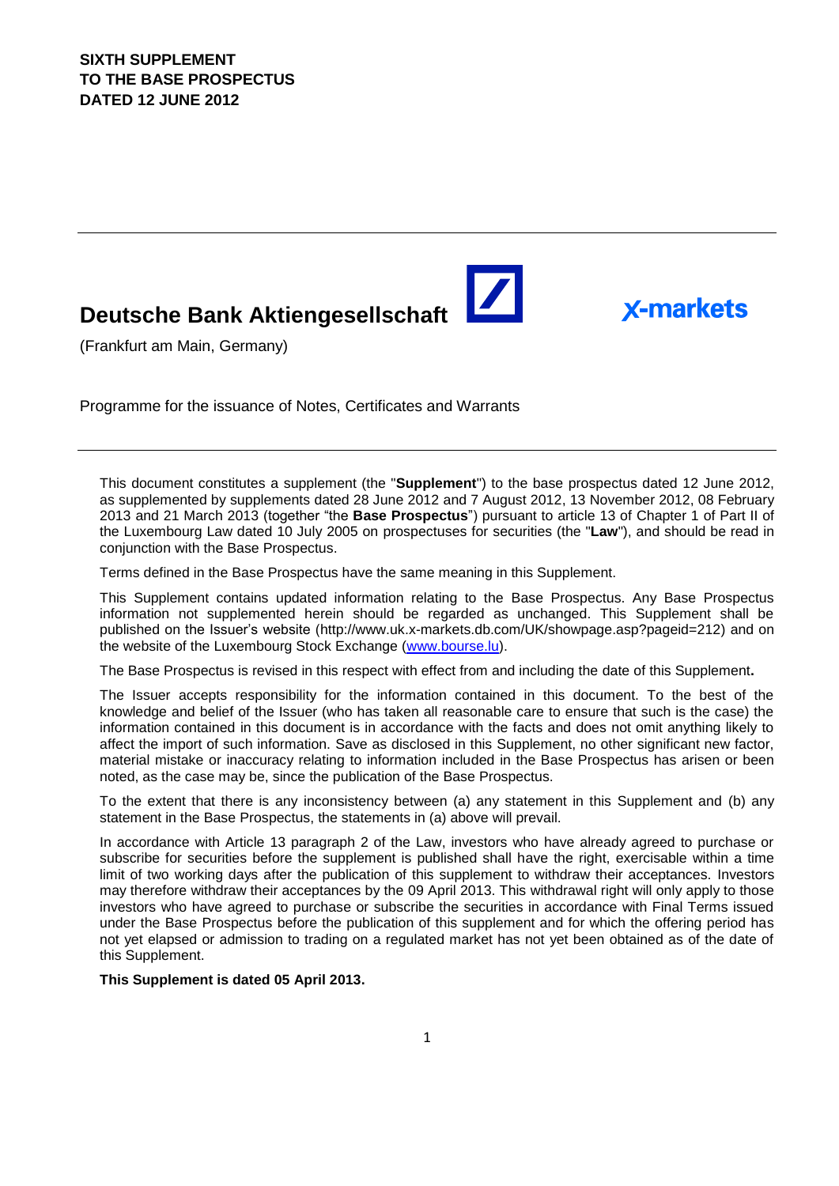**SIXTH SUPPLEMENT**
**TO THE BASE PROSPECTUS**
**DATED 12 JUNE 2012**

---

# Deutsche Bank Aktiengesellschaft

x-markets

(Frankfurt am Main, Germany)

Programme for the issuance of Notes, Certificates and Warrants

---

This document constitutes a supplement (the "**Supplement**") to the base prospectus dated 12 June 2012, as supplemented by supplements dated 28 June 2012 and 7 August 2012, 13 November 2012, 08 February 2013 and 21 March 2013 (together "the **Base Prospectus**") pursuant to article 13 of Chapter 1 of Part II of the Luxembourg Law dated 10 July 2005 on prospectuses for securities (the "**Law**"), and should be read in conjunction with the Base Prospectus.

Terms defined in the Base Prospectus have the same meaning in this Supplement.

This Supplement contains updated information relating to the Base Prospectus. Any Base Prospectus information not supplemented herein should be regarded as unchanged. This Supplement shall be published on the Issuer's website (http://www.uk.x-markets.db.com/UK/showpage.asp?pageid=212) and on the website of the Luxembourg Stock Exchange (www.bourse.lu).

The Base Prospectus is revised in this respect with effect from and including the date of this Supplement**.**

The Issuer accepts responsibility for the information contained in this document. To the best of the knowledge and belief of the Issuer (who has taken all reasonable care to ensure that such is the case) the information contained in this document is in accordance with the facts and does not omit anything likely to affect the import of such information. Save as disclosed in this Supplement, no other significant new factor, material mistake or inaccuracy relating to information included in the Base Prospectus has arisen or been noted, as the case may be, since the publication of the Base Prospectus.

To the extent that there is any inconsistency between (a) any statement in this Supplement and (b) any statement in the Base Prospectus, the statements in (a) above will prevail.

In accordance with Article 13 paragraph 2 of the Law, investors who have already agreed to purchase or subscribe for securities before the supplement is published shall have the right, exercisable within a time limit of two working days after the publication of this supplement to withdraw their acceptances. Investors may therefore withdraw their acceptances by the 09 April 2013. This withdrawal right will only apply to those investors who have agreed to purchase or subscribe the securities in accordance with Final Terms issued under the Base Prospectus before the publication of this supplement and for which the offering period has not yet elapsed or admission to trading on a regulated market has not yet been obtained as of the date of this Supplement.

**This Supplement is dated 05 April 2013.**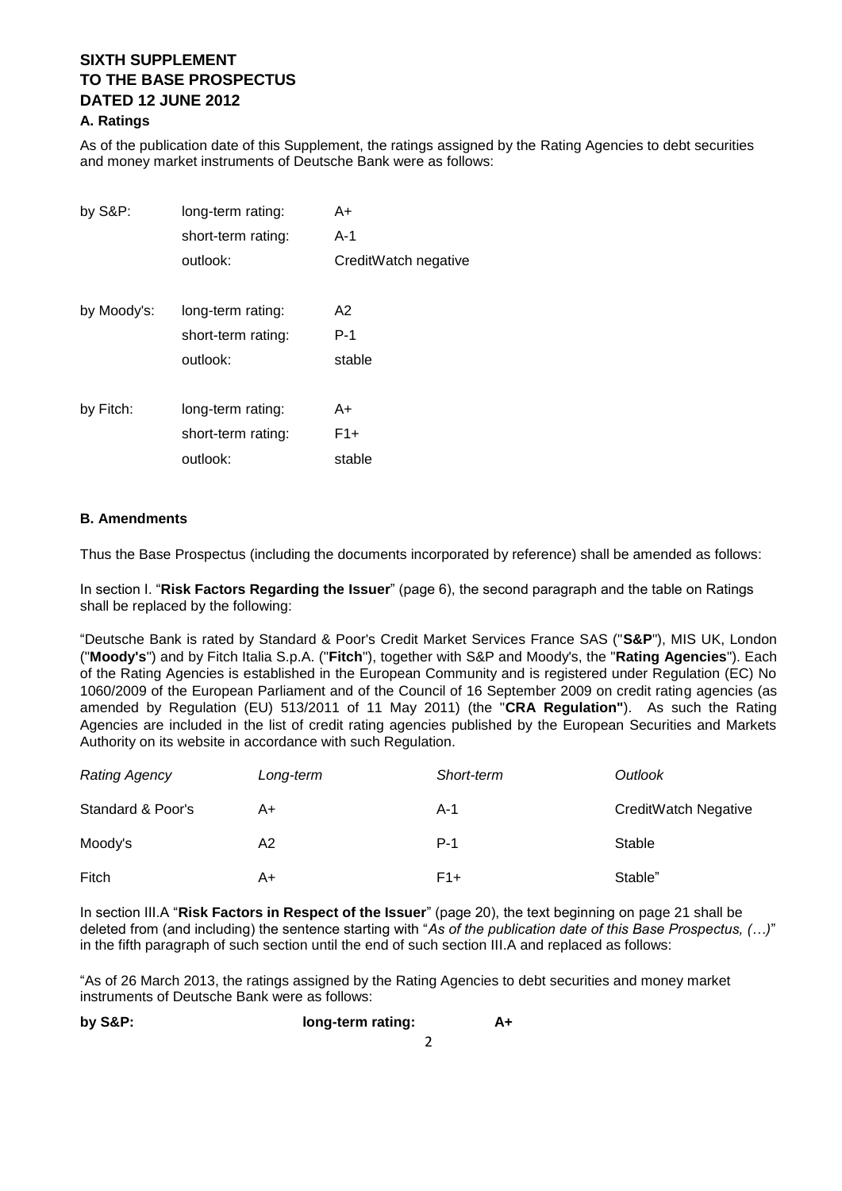# SIXTH SUPPLEMENT TO THE BASE PROSPECTUS DATED 12 JUNE 2012

## A. Ratings

As of the publication date of this Supplement, the ratings assigned by the Rating Agencies to debt securities and money market instruments of Deutsche Bank were as follows:

| | | |
|---|---|---|
| by S&P: | long-term rating: | A+ |
| | short-term rating: | A-1 |
| | outlook: | CreditWatch negative |
| by Moody's: | long-term rating: | A2 |
| | short-term rating: | P-1 |
| | outlook: | stable |
| by Fitch: | long-term rating: | A+ |
| | short-term rating: | F1+ |
| | outlook: | stable |

## B. Amendments

Thus the Base Prospectus (including the documents incorporated by reference) shall be amended as follows:

In section I. "**Risk Factors Regarding the Issuer**" (page 6), the second paragraph and the table on Ratings shall be replaced by the following:

"Deutsche Bank is rated by Standard & Poor's Credit Market Services France SAS ("**S&P**"), MIS UK, London ("**Moody's**") and by Fitch Italia S.p.A. ("**Fitch**"), together with S&P and Moody's, the "**Rating Agencies**"). Each of the Rating Agencies is established in the European Community and is registered under Regulation (EC) No 1060/2009 of the European Parliament and of the Council of 16 September 2009 on credit rating agencies (as amended by Regulation (EU) 513/2011 of 11 May 2011) (the "**CRA Regulation"**). As such the Rating Agencies are included in the list of credit rating agencies published by the European Securities and Markets Authority on its website in accordance with such Regulation.

| *Rating Agency* | *Long-term* | *Short-term* | *Outlook* |
|---|---|---|---|
| Standard & Poor's | A+ | A-1 | CreditWatch Negative |
| Moody's | A2 | P-1 | Stable |
| Fitch | A+ | F1+ | Stable" |

In section III.A "**Risk Factors in Respect of the Issuer**" (page 20), the text beginning on page 21 shall be deleted from (and including) the sentence starting with "*As of the publication date of this Base Prospectus, (…)*" in the fifth paragraph of such section until the end of such section III.A and replaced as follows:

"As of 26 March 2013, the ratings assigned by the Rating Agencies to debt securities and money market instruments of Deutsche Bank were as follows:

| | | |
|---|---|---|
| **by S&P:** | **long-term rating:** | **A+** |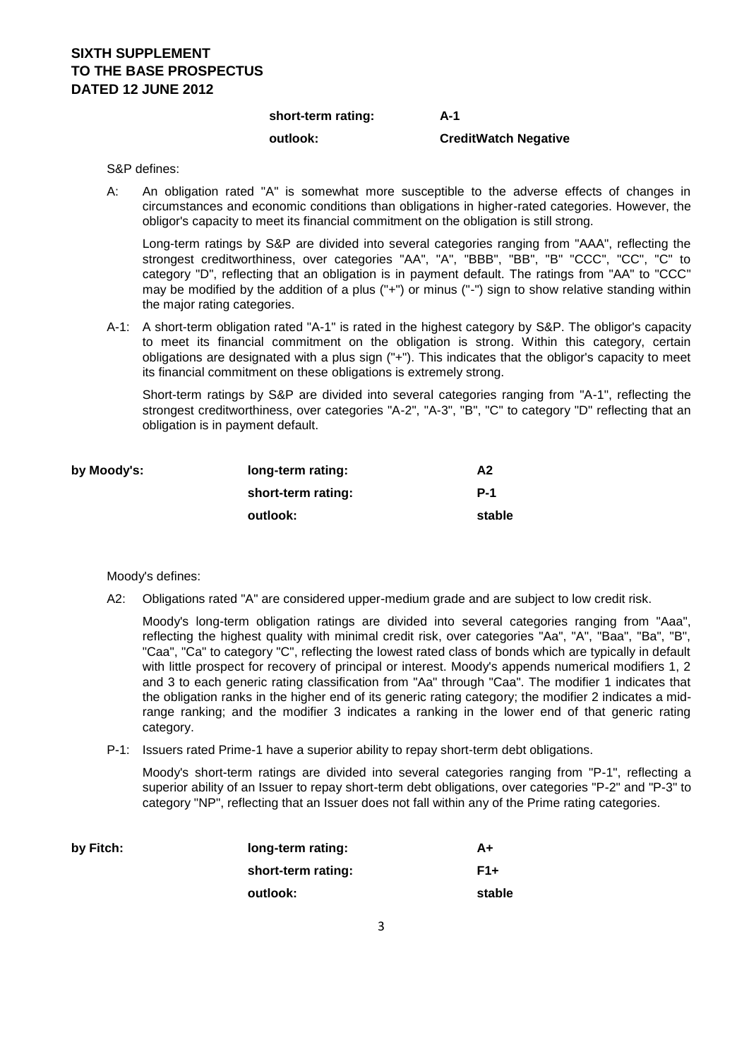| | | |
|---|---|---|
| | **short-term rating:** | **A-1** |
| | **outlook:** | **CreditWatch Negative** |

S&P defines:

A: An obligation rated "A" is somewhat more susceptible to the adverse effects of changes in circumstances and economic conditions than obligations in higher-rated categories. However, the obligor's capacity to meet its financial commitment on the obligation is still strong.

Long-term ratings by S&P are divided into several categories ranging from "AAA", reflecting the strongest creditworthiness, over categories "AA", "A", "BBB", "BB", "B" "CCC", "CC", "C" to category "D", reflecting that an obligation is in payment default. The ratings from "AA" to "CCC" may be modified by the addition of a plus ("+") or minus ("-") sign to show relative standing within the major rating categories.

A-1: A short-term obligation rated "A-1" is rated in the highest category by S&P. The obligor's capacity to meet its financial commitment on the obligation is strong. Within this category, certain obligations are designated with a plus sign ("+"). This indicates that the obligor's capacity to meet its financial commitment on these obligations is extremely strong.

Short-term ratings by S&P are divided into several categories ranging from "A-1", reflecting the strongest creditworthiness, over categories "A-2", "A-3", "B", "C" to category "D" reflecting that an obligation is in payment default.

| | | |
|---|---|---|
| **by Moody's:** | **long-term rating:** | **A2** |
| | **short-term rating:** | **P-1** |
| | **outlook:** | **stable** |

Moody's defines:

A2: Obligations rated "A" are considered upper-medium grade and are subject to low credit risk.

Moody's long-term obligation ratings are divided into several categories ranging from "Aaa", reflecting the highest quality with minimal credit risk, over categories "Aa", "A", "Baa", "Ba", "B", "Caa", "Ca" to category "C", reflecting the lowest rated class of bonds which are typically in default with little prospect for recovery of principal or interest. Moody's appends numerical modifiers 1, 2 and 3 to each generic rating classification from "Aa" through "Caa". The modifier 1 indicates that the obligation ranks in the higher end of its generic rating category; the modifier 2 indicates a mid-range ranking; and the modifier 3 indicates a ranking in the lower end of that generic rating category.

P-1: Issuers rated Prime-1 have a superior ability to repay short-term debt obligations.

Moody's short-term ratings are divided into several categories ranging from "P-1", reflecting a superior ability of an Issuer to repay short-term debt obligations, over categories "P-2" and "P-3" to category "NP", reflecting that an Issuer does not fall within any of the Prime rating categories.

| | | |
|---|---|---|
| **by Fitch:** | **long-term rating:** | **A+** |
| | **short-term rating:** | **F1+** |
| | **outlook:** | **stable** |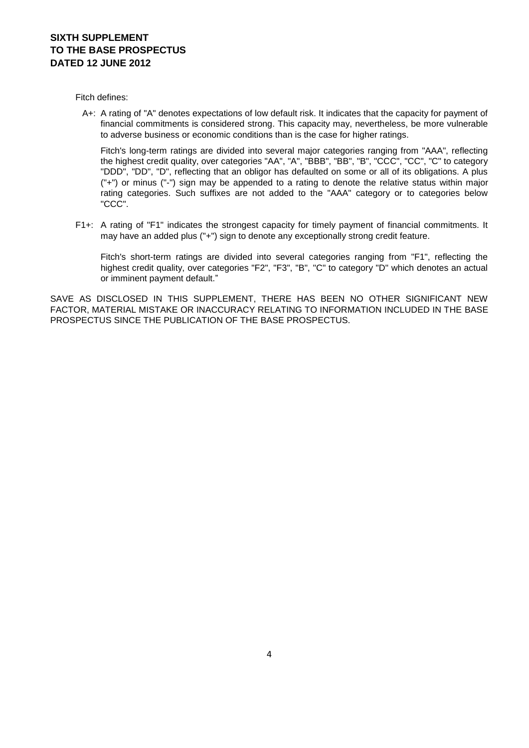Fitch defines:

A+: A rating of "A" denotes expectations of low default risk. It indicates that the capacity for payment of financial commitments is considered strong. This capacity may, nevertheless, be more vulnerable to adverse business or economic conditions than is the case for higher ratings.

Fitch's long-term ratings are divided into several major categories ranging from "AAA", reflecting the highest credit quality, over categories "AA", "A", "BBB", "BB", "B", "CCC", "CC", "C" to category "DDD", "DD", "D", reflecting that an obligor has defaulted on some or all of its obligations. A plus ("+") or minus ("-") sign may be appended to a rating to denote the relative status within major rating categories. Such suffixes are not added to the "AAA" category or to categories below "CCC".

F1+: A rating of "F1" indicates the strongest capacity for timely payment of financial commitments. It may have an added plus ("+") sign to denote any exceptionally strong credit feature.

Fitch's short-term ratings are divided into several categories ranging from "F1", reflecting the highest credit quality, over categories "F2", "F3", "B", "C" to category "D" which denotes an actual or imminent payment default."

SAVE AS DISCLOSED IN THIS SUPPLEMENT, THERE HAS BEEN NO OTHER SIGNIFICANT NEW FACTOR, MATERIAL MISTAKE OR INACCURACY RELATING TO INFORMATION INCLUDED IN THE BASE PROSPECTUS SINCE THE PUBLICATION OF THE BASE PROSPECTUS.